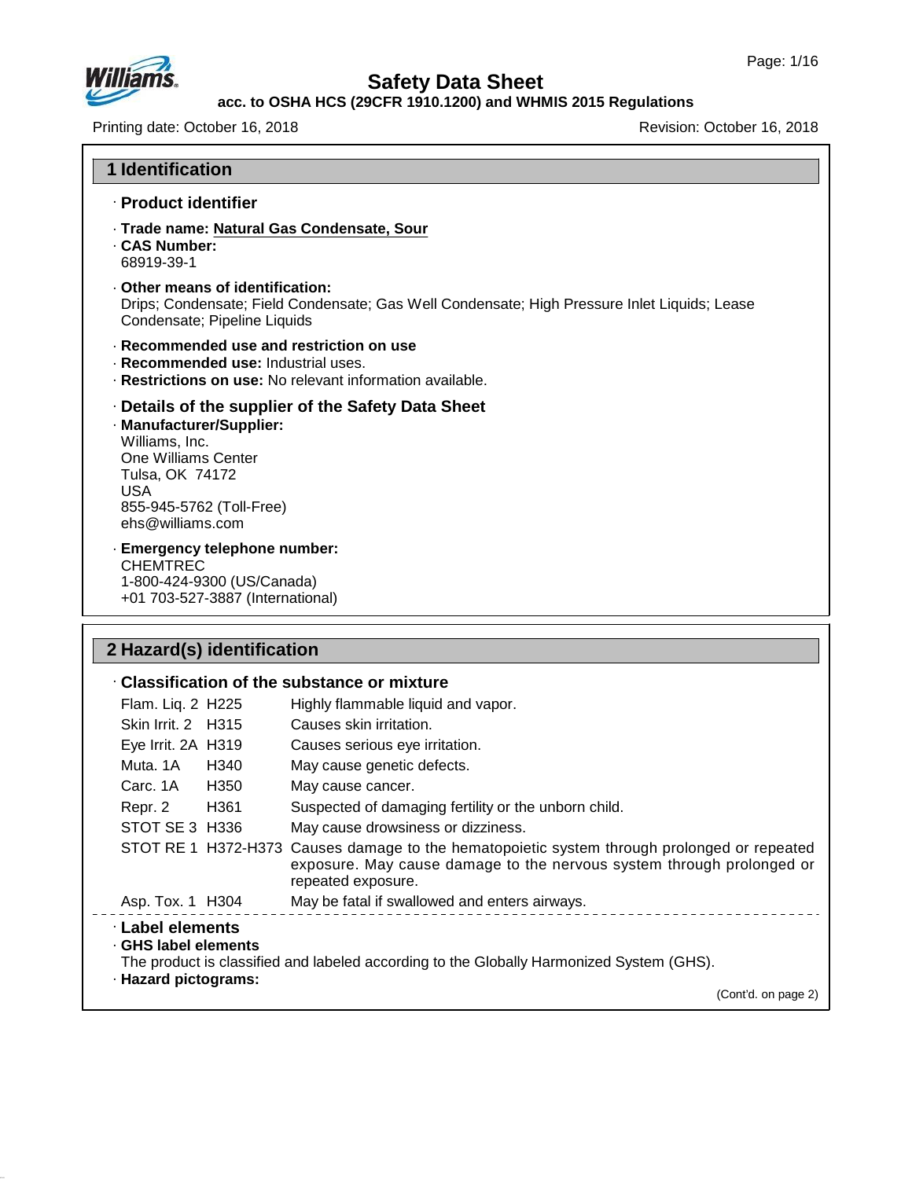# Safety Data Sheet

**acc. to OSHA HCS (29CFR 1910.1200) and WHMIS 2015 Regulations**

Printing date: October 16, 2018 Revision: October 16, 2018

## 1 Identification

### · Product identifier

· **Trade name:** **Natural Gas Condensate, Sour**

· **CAS Number:**
68919-39-1

· **Other means of identification:**
Drips; Condensate; Field Condensate; Gas Well Condensate; High Pressure Inlet Liquids; Lease Condensate; Pipeline Liquids

· **Recommended use and restriction on use**

· **Recommended use:** Industrial uses.

· **Restrictions on use:** No relevant information available.

### · Details of the supplier of the Safety Data Sheet

· **Manufacturer/Supplier:**
Williams, Inc.
One Williams Center
Tulsa, OK 74172
USA
855-945-5762 (Toll-Free)
ehs@williams.com

· **Emergency telephone number:**
CHEMTREC
1-800-424-9300 (US/Canada)
+01 703-527-3887 (International)

## 2 Hazard(s) identification

### · Classification of the substance or mixture

| Class | Code | Statement |
|---|---|---|
| Flam. Liq. 2 | H225 | Highly flammable liquid and vapor. |
| Skin Irrit. 2 | H315 | Causes skin irritation. |
| Eye Irrit. 2A | H319 | Causes serious eye irritation. |
| Muta. 1A | H340 | May cause genetic defects. |
| Carc. 1A | H350 | May cause cancer. |
| Repr. 2 | H361 | Suspected of damaging fertility or the unborn child. |
| STOT SE 3 | H336 | May cause drowsiness or dizziness. |
| STOT RE 1 | H372-H373 | Causes damage to the hematopoietic system through prolonged or repeated exposure. May cause damage to the nervous system through prolonged or repeated exposure. |
| Asp. Tox. 1 | H304 | May be fatal if swallowed and enters airways. |

### · Label elements

· **GHS label elements**
The product is classified and labeled according to the Globally Harmonized System (GHS).

· **Hazard pictograms:**

(Cont'd. on page 2)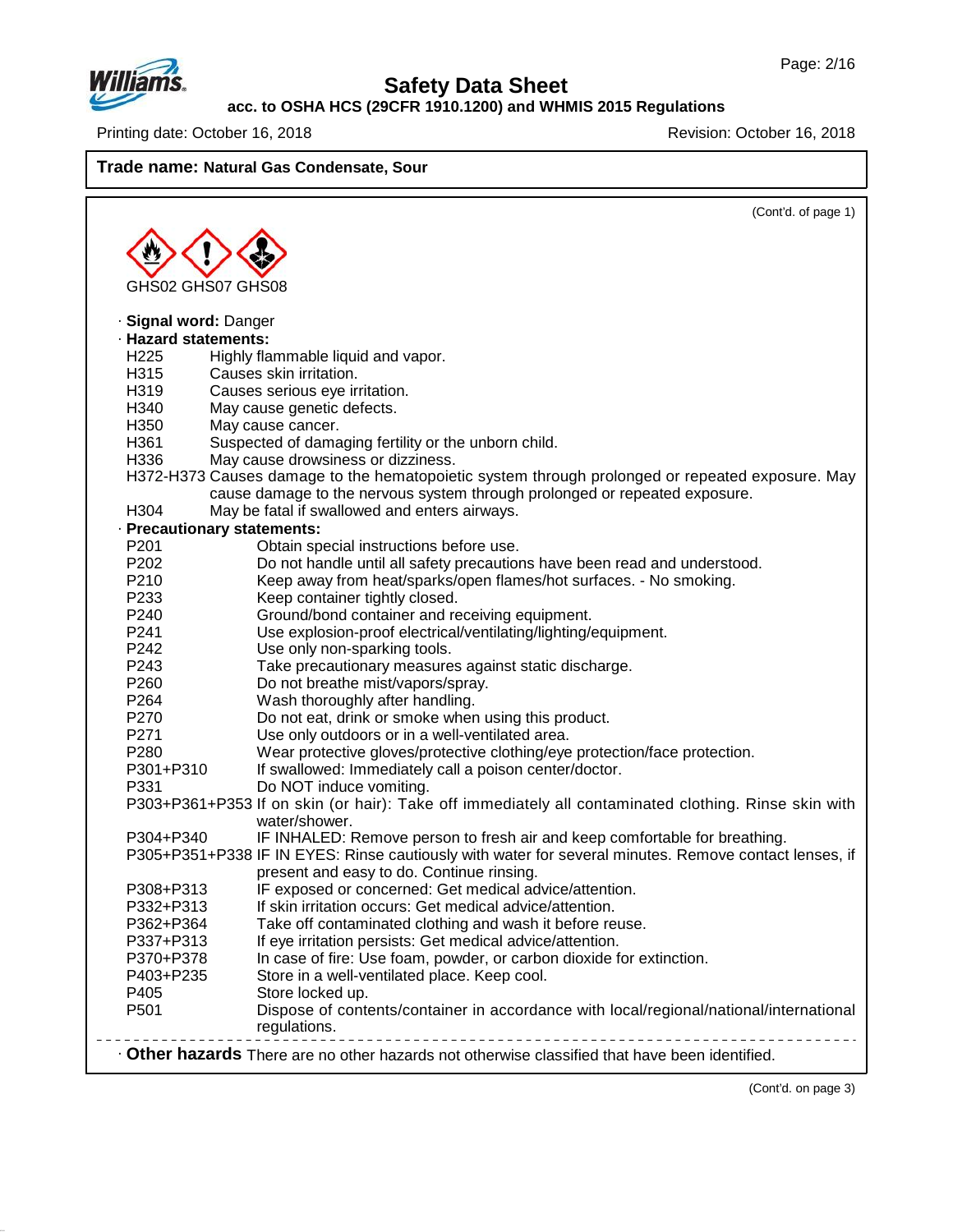**Trade name: Natural Gas Condensate, Sour**

(Cont'd. of page 1)

GHS02 GHS07 GHS08

· **Signal word:** Danger

· **Hazard statements:**

| | |
|---|---|
| H225 | Highly flammable liquid and vapor. |
| H315 | Causes skin irritation. |
| H319 | Causes serious eye irritation. |
| H340 | May cause genetic defects. |
| H350 | May cause cancer. |
| H361 | Suspected of damaging fertility or the unborn child. |
| H336 | May cause drowsiness or dizziness. |
| H372-H373 | Causes damage to the hematopoietic system through prolonged or repeated exposure. May cause damage to the nervous system through prolonged or repeated exposure. |
| H304 | May be fatal if swallowed and enters airways. |

· **Precautionary statements:**

| | |
|---|---|
| P201 | Obtain special instructions before use. |
| P202 | Do not handle until all safety precautions have been read and understood. |
| P210 | Keep away from heat/sparks/open flames/hot surfaces. - No smoking. |
| P233 | Keep container tightly closed. |
| P240 | Ground/bond container and receiving equipment. |
| P241 | Use explosion-proof electrical/ventilating/lighting/equipment. |
| P242 | Use only non-sparking tools. |
| P243 | Take precautionary measures against static discharge. |
| P260 | Do not breathe mist/vapors/spray. |
| P264 | Wash thoroughly after handling. |
| P270 | Do not eat, drink or smoke when using this product. |
| P271 | Use only outdoors or in a well-ventilated area. |
| P280 | Wear protective gloves/protective clothing/eye protection/face protection. |
| P301+P310 | If swallowed: Immediately call a poison center/doctor. |
| P331 | Do NOT induce vomiting. |
| P303+P361+P353 | If on skin (or hair): Take off immediately all contaminated clothing. Rinse skin with water/shower. |
| P304+P340 | IF INHALED: Remove person to fresh air and keep comfortable for breathing. |
| P305+P351+P338 | IF IN EYES: Rinse cautiously with water for several minutes. Remove contact lenses, if present and easy to do. Continue rinsing. |
| P308+P313 | IF exposed or concerned: Get medical advice/attention. |
| P332+P313 | If skin irritation occurs: Get medical advice/attention. |
| P362+P364 | Take off contaminated clothing and wash it before reuse. |
| P337+P313 | If eye irritation persists: Get medical advice/attention. |
| P370+P378 | In case of fire: Use foam, powder, or carbon dioxide for extinction. |
| P403+P235 | Store in a well-ventilated place. Keep cool. |
| P405 | Store locked up. |
| P501 | Dispose of contents/container in accordance with local/regional/national/international regulations. |

· **Other hazards** There are no other hazards not otherwise classified that have been identified.

(Cont'd. on page 3)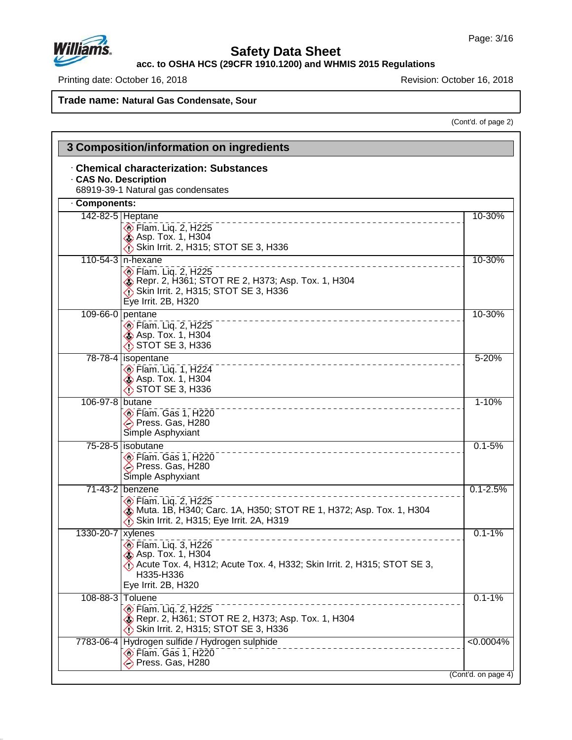Safety Data Sheet
acc. to OSHA HCS (29CFR 1910.1200) and WHMIS 2015 Regulations

Printing date: October 16, 2018 Revision: October 16, 2018

**Trade name: Natural Gas Condensate, Sour**

(Cont'd. of page 2)

## 3 Composition/information on ingredients

· **Chemical characterization: Substances**
· **CAS No. Description**
68919-39-1 Natural gas condensates

· **Components:**

| CAS No. | Component / Classification | Concentration |
|---|---|---|
| 142-82-5 | Heptane<br>Flam. Liq. 2, H225<br>Asp. Tox. 1, H304<br>Skin Irrit. 2, H315; STOT SE 3, H336 | 10-30% |
| 110-54-3 | n-hexane<br>Flam. Liq. 2, H225<br>Repr. 2, H361; STOT RE 2, H373; Asp. Tox. 1, H304<br>Skin Irrit. 2, H315; STOT SE 3, H336<br>Eye Irrit. 2B, H320 | 10-30% |
| 109-66-0 | pentane<br>Flam. Liq. 2, H225<br>Asp. Tox. 1, H304<br>STOT SE 3, H336 | 10-30% |
| 78-78-4 | isopentane<br>Flam. Liq. 1, H224<br>Asp. Tox. 1, H304<br>STOT SE 3, H336 | 5-20% |
| 106-97-8 | butane<br>Flam. Gas 1, H220<br>Press. Gas, H280<br>Simple Asphyxiant | 1-10% |
| 75-28-5 | isobutane<br>Flam. Gas 1, H220<br>Press. Gas, H280<br>Simple Asphyxiant | 0.1-5% |
| 71-43-2 | benzene<br>Flam. Liq. 2, H225<br>Muta. 1B, H340; Carc. 1A, H350; STOT RE 1, H372; Asp. Tox. 1, H304<br>Skin Irrit. 2, H315; Eye Irrit. 2A, H319 | 0.1-2.5% |
| 1330-20-7 | xylenes<br>Flam. Liq. 3, H226<br>Asp. Tox. 1, H304<br>Acute Tox. 4, H312; Acute Tox. 4, H332; Skin Irrit. 2, H315; STOT SE 3, H335-H336<br>Eye Irrit. 2B, H320 | 0.1-1% |
| 108-88-3 | Toluene<br>Flam. Liq. 2, H225<br>Repr. 2, H361; STOT RE 2, H373; Asp. Tox. 1, H304<br>Skin Irrit. 2, H315; STOT SE 3, H336 | 0.1-1% |
| 7783-06-4 | Hydrogen sulfide / Hydrogen sulphide<br>Flam. Gas 1, H220<br>Press. Gas, H280 | <0.0004% |

(Cont'd. on page 4)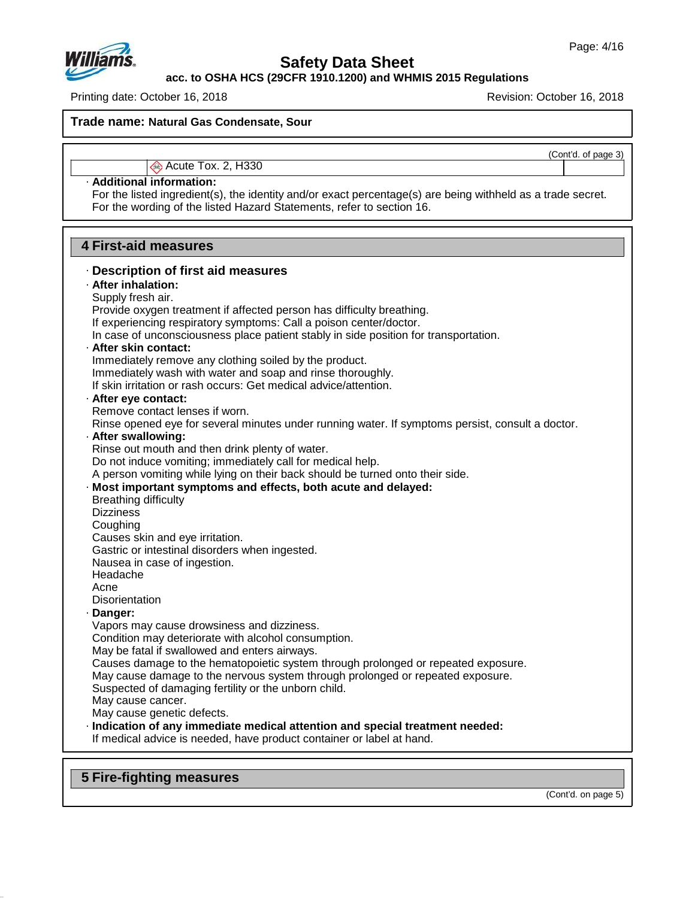**Trade name: Natural Gas Condensate, Sour**

(Cont'd. of page 3)

| | Acute Tox. 2, H330 | |
|---|---|---|

· **Additional information:**
For the listed ingredient(s), the identity and/or exact percentage(s) are being withheld as a trade secret.
For the wording of the listed Hazard Statements, refer to section 16.

## 4 First-aid measures

· **Description of first aid measures**

· **After inhalation:**
Supply fresh air.
Provide oxygen treatment if affected person has difficulty breathing.
If experiencing respiratory symptoms: Call a poison center/doctor.
In case of unconsciousness place patient stably in side position for transportation.

· **After skin contact:**
Immediately remove any clothing soiled by the product.
Immediately wash with water and soap and rinse thoroughly.
If skin irritation or rash occurs: Get medical advice/attention.

· **After eye contact:**
Remove contact lenses if worn.
Rinse opened eye for several minutes under running water. If symptoms persist, consult a doctor.

· **After swallowing:**
Rinse out mouth and then drink plenty of water.
Do not induce vomiting; immediately call for medical help.
A person vomiting while lying on their back should be turned onto their side.

· **Most important symptoms and effects, both acute and delayed:**
Breathing difficulty
Dizziness
Coughing
Causes skin and eye irritation.
Gastric or intestinal disorders when ingested.
Nausea in case of ingestion.
Headache
Acne
Disorientation

· **Danger:**
Vapors may cause drowsiness and dizziness.
Condition may deteriorate with alcohol consumption.
May be fatal if swallowed and enters airways.
Causes damage to the hematopoietic system through prolonged or repeated exposure.
May cause damage to the nervous system through prolonged or repeated exposure.
Suspected of damaging fertility or the unborn child.
May cause cancer.
May cause genetic defects.

· **Indication of any immediate medical attention and special treatment needed:**
If medical advice is needed, have product container or label at hand.

## 5 Fire-fighting measures

(Cont'd. on page 5)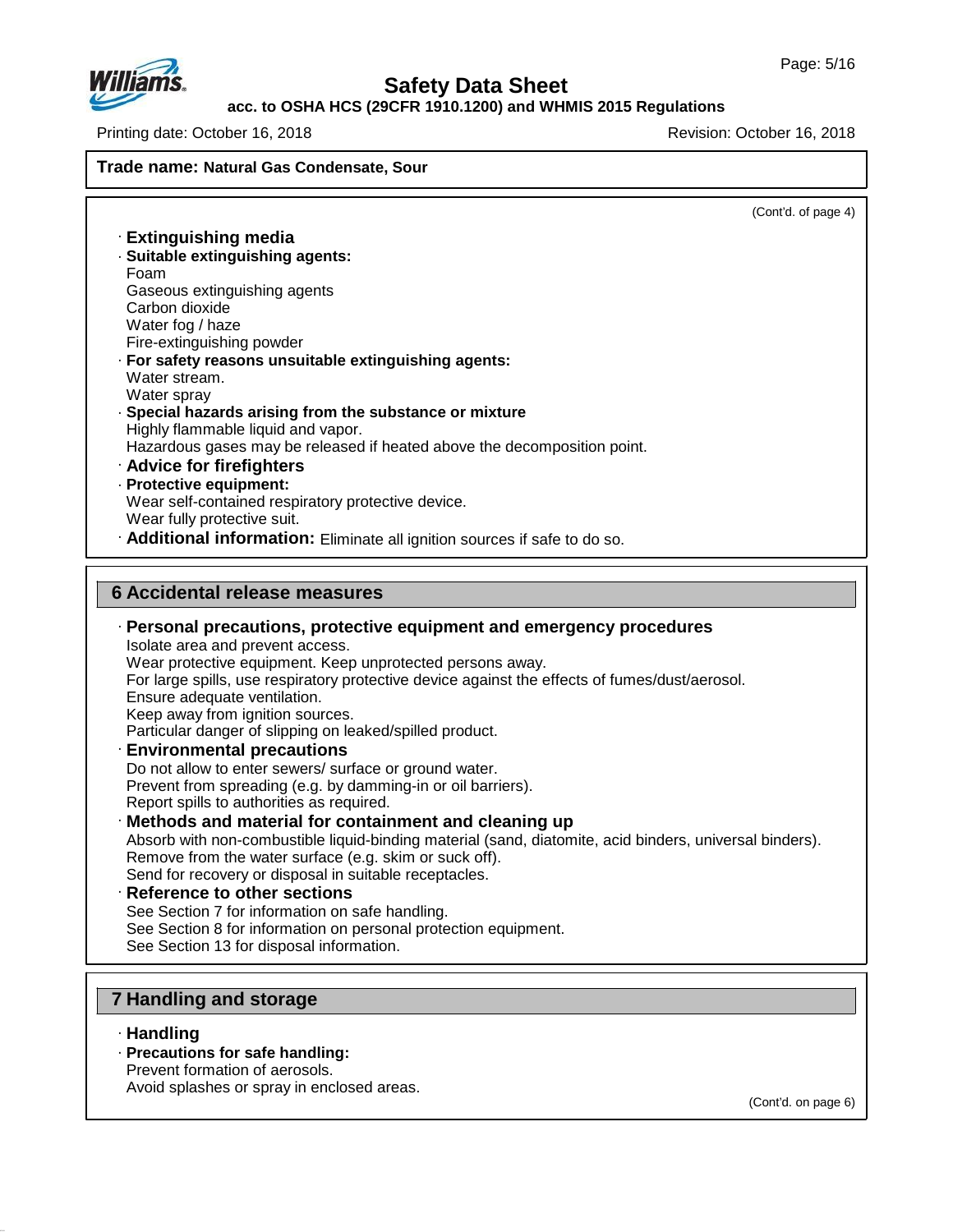**Trade name: Natural Gas Condensate, Sour**

(Cont'd. of page 4)

· **Extinguishing media**

· **Suitable extinguishing agents:**
Foam
Gaseous extinguishing agents
Carbon dioxide
Water fog / haze
Fire-extinguishing powder

· **For safety reasons unsuitable extinguishing agents:**
Water stream.
Water spray

· **Special hazards arising from the substance or mixture**
Highly flammable liquid and vapor.
Hazardous gases may be released if heated above the decomposition point.

· **Advice for firefighters**

· **Protective equipment:**
Wear self-contained respiratory protective device.
Wear fully protective suit.

· **Additional information:** Eliminate all ignition sources if safe to do so.

## 6 Accidental release measures

· **Personal precautions, protective equipment and emergency procedures**
Isolate area and prevent access.
Wear protective equipment. Keep unprotected persons away.
For large spills, use respiratory protective device against the effects of fumes/dust/aerosol.
Ensure adequate ventilation.
Keep away from ignition sources.
Particular danger of slipping on leaked/spilled product.

· **Environmental precautions**
Do not allow to enter sewers/ surface or ground water.
Prevent from spreading (e.g. by damming-in or oil barriers).
Report spills to authorities as required.

· **Methods and material for containment and cleaning up**
Absorb with non-combustible liquid-binding material (sand, diatomite, acid binders, universal binders).
Remove from the water surface (e.g. skim or suck off).
Send for recovery or disposal in suitable receptacles.

· **Reference to other sections**
See Section 7 for information on safe handling.
See Section 8 for information on personal protection equipment.
See Section 13 for disposal information.

## 7 Handling and storage

· **Handling**

· **Precautions for safe handling:**
Prevent formation of aerosols.
Avoid splashes or spray in enclosed areas.

(Cont'd. on page 6)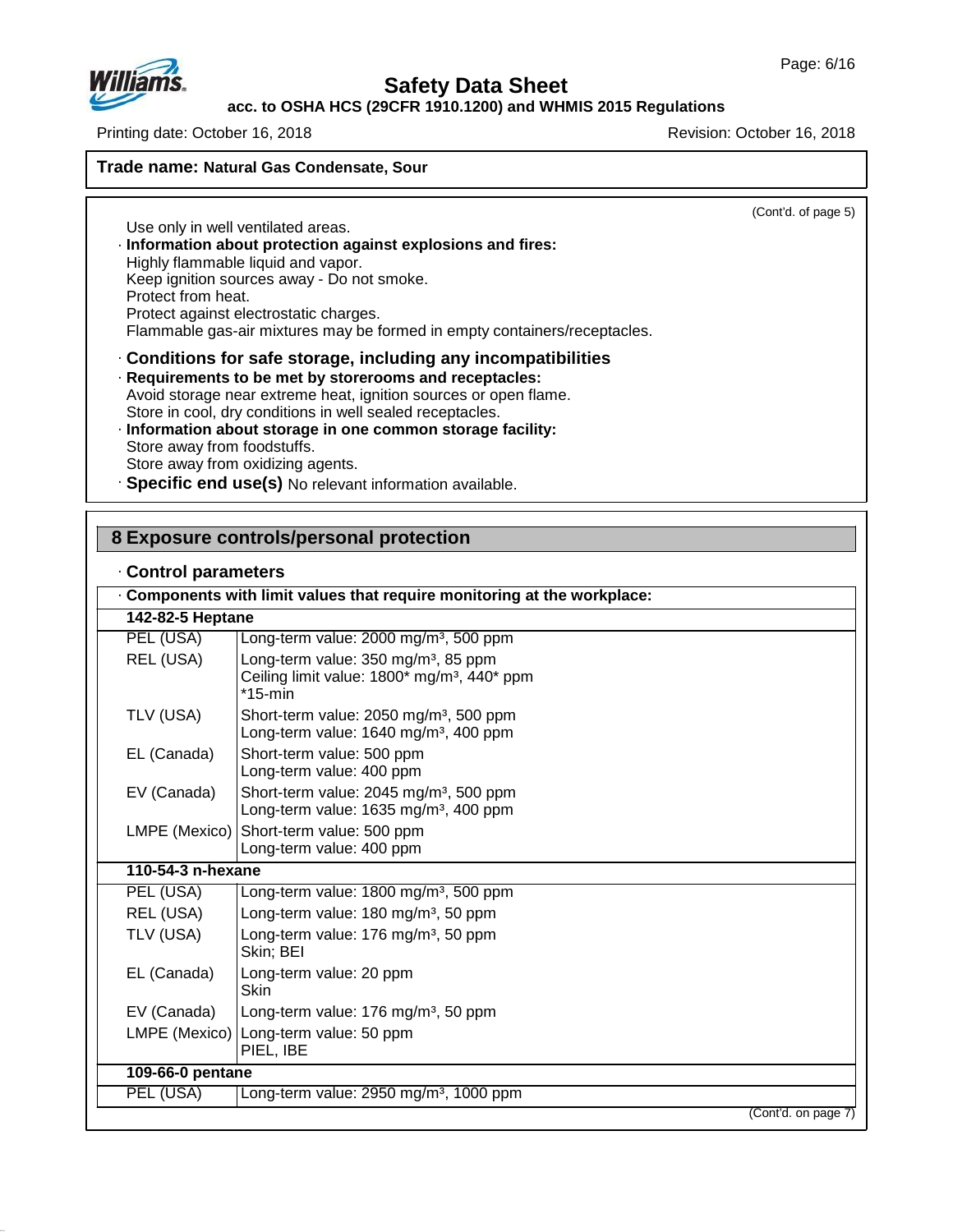**Trade name: Natural Gas Condensate, Sour**

(Cont'd. of page 5)

Use only in well ventilated areas.

· **Information about protection against explosions and fires:**
Highly flammable liquid and vapor.
Keep ignition sources away - Do not smoke.
Protect from heat.
Protect against electrostatic charges.
Flammable gas-air mixtures may be formed in empty containers/receptacles.

· **Conditions for safe storage, including any incompatibilities**

· **Requirements to be met by storerooms and receptacles:**
Avoid storage near extreme heat, ignition sources or open flame.
Store in cool, dry conditions in well sealed receptacles.

· **Information about storage in one common storage facility:**
Store away from foodstuffs.
Store away from oxidizing agents.

· **Specific end use(s)** No relevant information available.

## 8 Exposure controls/personal protection

· **Control parameters**

· **Components with limit values that require monitoring at the workplace:**

| | |
|---|---|
| **142-82-5 Heptane** | |
| PEL (USA) | Long-term value: 2000 mg/m³, 500 ppm |
| REL (USA) | Long-term value: 350 mg/m³, 85 ppm<br>Ceiling limit value: 1800* mg/m³, 440* ppm<br>*15-min |
| TLV (USA) | Short-term value: 2050 mg/m³, 500 ppm<br>Long-term value: 1640 mg/m³, 400 ppm |
| EL (Canada) | Short-term value: 500 ppm<br>Long-term value: 400 ppm |
| EV (Canada) | Short-term value: 2045 mg/m³, 500 ppm<br>Long-term value: 1635 mg/m³, 400 ppm |
| LMPE (Mexico) | Short-term value: 500 ppm<br>Long-term value: 400 ppm |
| **110-54-3 n-hexane** | |
| PEL (USA) | Long-term value: 1800 mg/m³, 500 ppm |
| REL (USA) | Long-term value: 180 mg/m³, 50 ppm |
| TLV (USA) | Long-term value: 176 mg/m³, 50 ppm<br>Skin; BEI |
| EL (Canada) | Long-term value: 20 ppm<br>Skin |
| EV (Canada) | Long-term value: 176 mg/m³, 50 ppm |
| LMPE (Mexico) | Long-term value: 50 ppm<br>PIEL, IBE |
| **109-66-0 pentane** | |
| PEL (USA) | Long-term value: 2950 mg/m³, 1000 ppm |

(Cont'd. on page 7)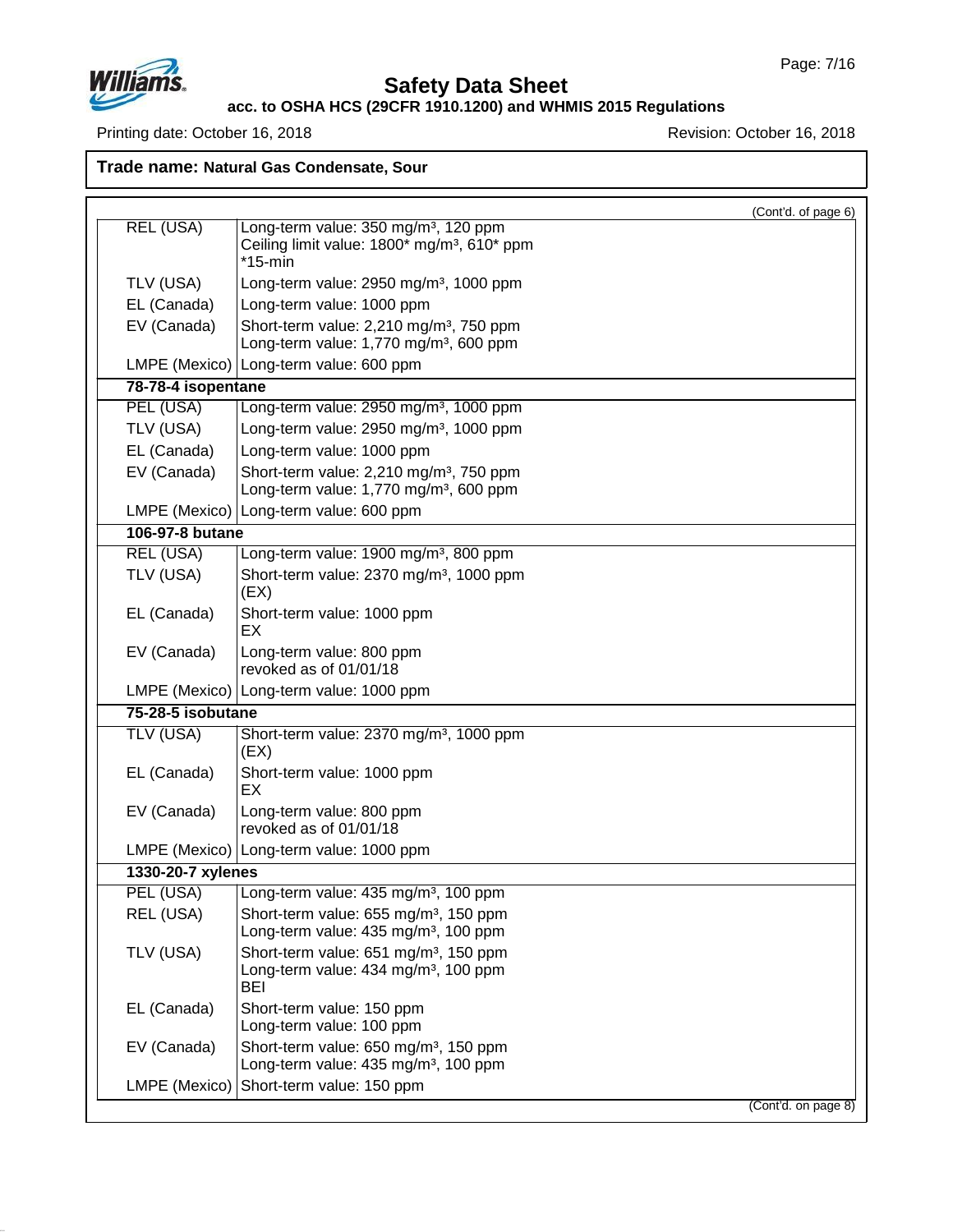**Trade name: Natural Gas Condensate, Sour**

(Cont'd. of page 6)

| | |
|---|---|
| REL (USA) | Long-term value: 350 mg/m³, 120 ppm<br>Ceiling limit value: 1800* mg/m³, 610* ppm<br>*15-min |
| TLV (USA) | Long-term value: 2950 mg/m³, 1000 ppm |
| EL (Canada) | Long-term value: 1000 ppm |
| EV (Canada) | Short-term value: 2,210 mg/m³, 750 ppm<br>Long-term value: 1,770 mg/m³, 600 ppm |
| LMPE (Mexico) | Long-term value: 600 ppm |
| **78-78-4 isopentane** | |
| PEL (USA) | Long-term value: 2950 mg/m³, 1000 ppm |
| TLV (USA) | Long-term value: 2950 mg/m³, 1000 ppm |
| EL (Canada) | Long-term value: 1000 ppm |
| EV (Canada) | Short-term value: 2,210 mg/m³, 750 ppm<br>Long-term value: 1,770 mg/m³, 600 ppm |
| LMPE (Mexico) | Long-term value: 600 ppm |
| **106-97-8 butane** | |
| REL (USA) | Long-term value: 1900 mg/m³, 800 ppm |
| TLV (USA) | Short-term value: 2370 mg/m³, 1000 ppm<br>(EX) |
| EL (Canada) | Short-term value: 1000 ppm<br>EX |
| EV (Canada) | Long-term value: 800 ppm<br>revoked as of 01/01/18 |
| LMPE (Mexico) | Long-term value: 1000 ppm |
| **75-28-5 isobutane** | |
| TLV (USA) | Short-term value: 2370 mg/m³, 1000 ppm<br>(EX) |
| EL (Canada) | Short-term value: 1000 ppm<br>EX |
| EV (Canada) | Long-term value: 800 ppm<br>revoked as of 01/01/18 |
| LMPE (Mexico) | Long-term value: 1000 ppm |
| **1330-20-7 xylenes** | |
| PEL (USA) | Long-term value: 435 mg/m³, 100 ppm |
| REL (USA) | Short-term value: 655 mg/m³, 150 ppm<br>Long-term value: 435 mg/m³, 100 ppm |
| TLV (USA) | Short-term value: 651 mg/m³, 150 ppm<br>Long-term value: 434 mg/m³, 100 ppm<br>BEI |
| EL (Canada) | Short-term value: 150 ppm<br>Long-term value: 100 ppm |
| EV (Canada) | Short-term value: 650 mg/m³, 150 ppm<br>Long-term value: 435 mg/m³, 100 ppm |
| LMPE (Mexico) | Short-term value: 150 ppm |

(Cont'd. on page 8)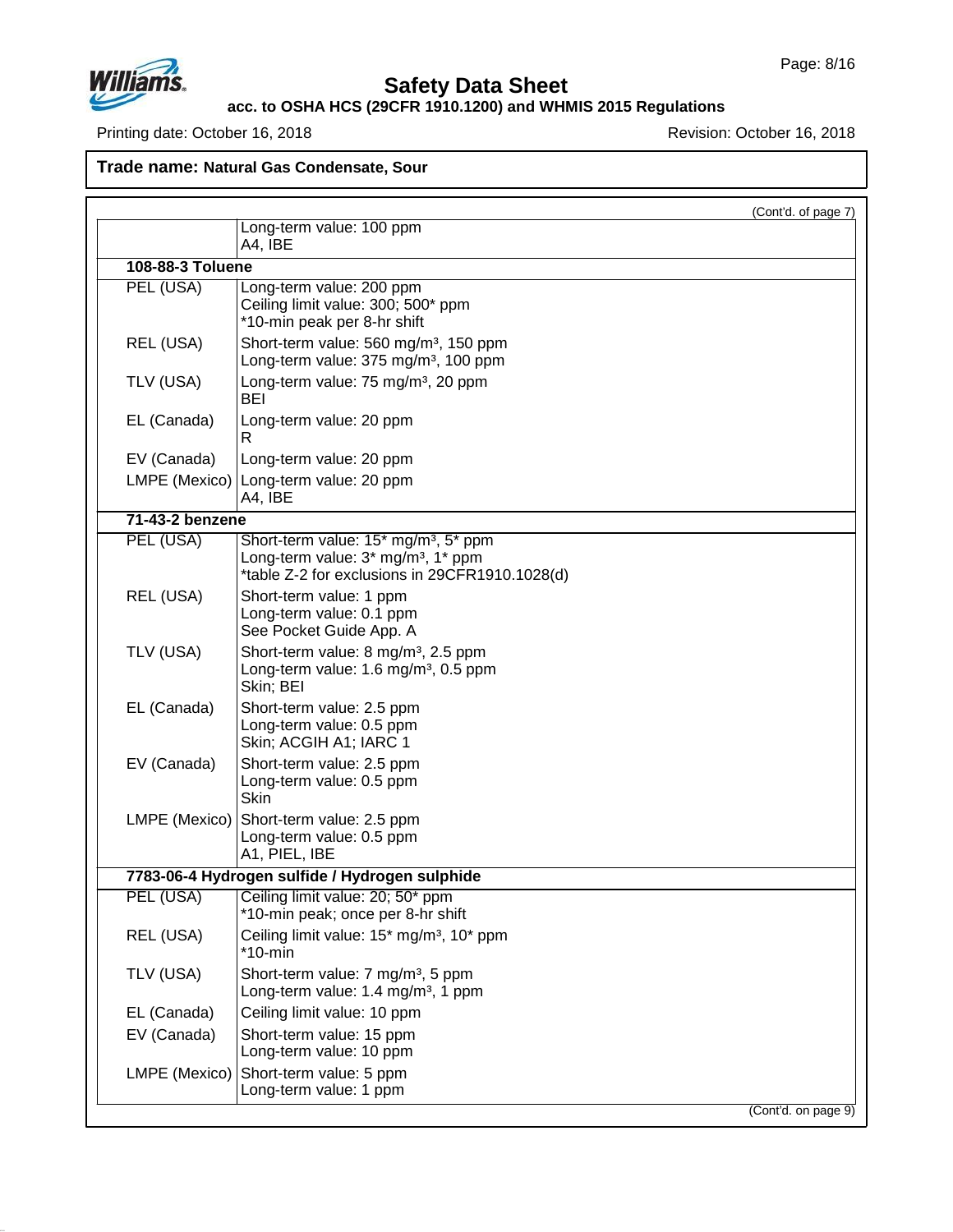**Trade name: Natural Gas Condensate, Sour**

(Cont'd. of page 7)

| | |
|---|---|
| | Long-term value: 100 ppm<br>A4, IBE |
| **108-88-3 Toluene** | |
| PEL (USA) | Long-term value: 200 ppm<br>Ceiling limit value: 300; 500* ppm<br>*10-min peak per 8-hr shift |
| REL (USA) | Short-term value: 560 mg/m³, 150 ppm<br>Long-term value: 375 mg/m³, 100 ppm |
| TLV (USA) | Long-term value: 75 mg/m³, 20 ppm<br>BEI |
| EL (Canada) | Long-term value: 20 ppm<br>R |
| EV (Canada) | Long-term value: 20 ppm |
| LMPE (Mexico) | Long-term value: 20 ppm<br>A4, IBE |
| **71-43-2 benzene** | |
| PEL (USA) | Short-term value: 15* mg/m³, 5* ppm<br>Long-term value: 3* mg/m³, 1* ppm<br>*table Z-2 for exclusions in 29CFR1910.1028(d) |
| REL (USA) | Short-term value: 1 ppm<br>Long-term value: 0.1 ppm<br>See Pocket Guide App. A |
| TLV (USA) | Short-term value: 8 mg/m³, 2.5 ppm<br>Long-term value: 1.6 mg/m³, 0.5 ppm<br>Skin; BEI |
| EL (Canada) | Short-term value: 2.5 ppm<br>Long-term value: 0.5 ppm<br>Skin; ACGIH A1; IARC 1 |
| EV (Canada) | Short-term value: 2.5 ppm<br>Long-term value: 0.5 ppm<br>Skin |
| LMPE (Mexico) | Short-term value: 2.5 ppm<br>Long-term value: 0.5 ppm<br>A1, PIEL, IBE |
| **7783-06-4 Hydrogen sulfide / Hydrogen sulphide** | |
| PEL (USA) | Ceiling limit value: 20; 50* ppm<br>*10-min peak; once per 8-hr shift |
| REL (USA) | Ceiling limit value: 15* mg/m³, 10* ppm<br>*10-min |
| TLV (USA) | Short-term value: 7 mg/m³, 5 ppm<br>Long-term value: 1.4 mg/m³, 1 ppm |
| EL (Canada) | Ceiling limit value: 10 ppm |
| EV (Canada) | Short-term value: 15 ppm<br>Long-term value: 10 ppm |
| LMPE (Mexico) | Short-term value: 5 ppm<br>Long-term value: 1 ppm |

(Cont'd. on page 9)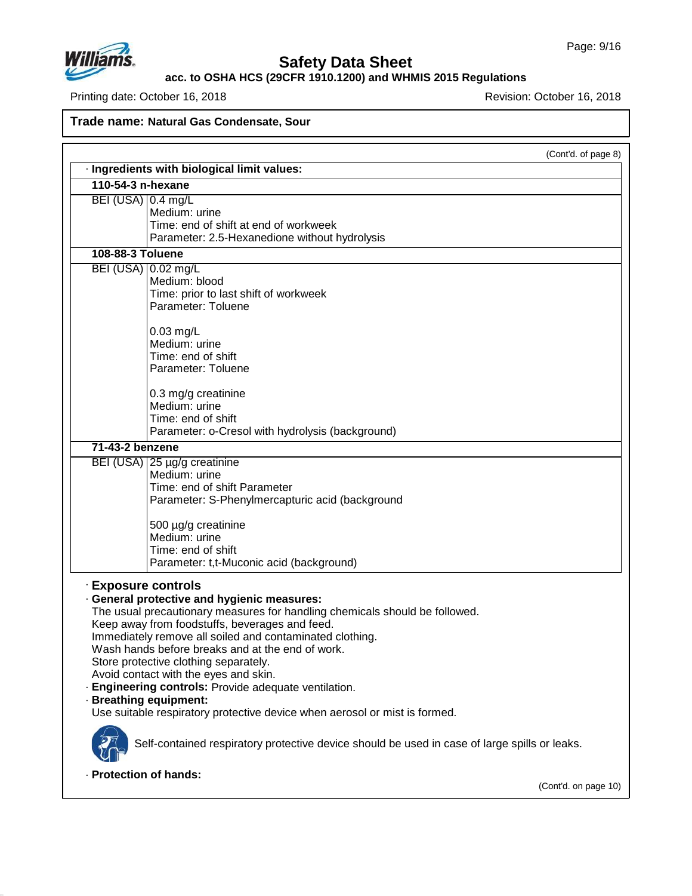**Trade name: Natural Gas Condensate, Sour**

(Cont'd. of page 8)

· **Ingredients with biological limit values:**

| **110-54-3 n-hexane** | |
|---|---|
| BEI (USA) | 0.4 mg/L<br>Medium: urine<br>Time: end of shift at end of workweek<br>Parameter: 2.5-Hexanedione without hydrolysis |
| **108-88-3 Toluene** | |
| BEI (USA) | 0.02 mg/L<br>Medium: blood<br>Time: prior to last shift of workweek<br>Parameter: Toluene<br><br>0.03 mg/L<br>Medium: urine<br>Time: end of shift<br>Parameter: Toluene<br><br>0.3 mg/g creatinine<br>Medium: urine<br>Time: end of shift<br>Parameter: o-Cresol with hydrolysis (background) |
| **71-43-2 benzene** | |
| BEI (USA) | 25 µg/g creatinine<br>Medium: urine<br>Time: end of shift Parameter<br>Parameter: S-Phenylmercapturic acid (background<br><br>500 µg/g creatinine<br>Medium: urine<br>Time: end of shift<br>Parameter: t,t-Muconic acid (background) |

## · Exposure controls

· **General protective and hygienic measures:**
The usual precautionary measures for handling chemicals should be followed.
Keep away from foodstuffs, beverages and feed.
Immediately remove all soiled and contaminated clothing.
Wash hands before breaks and at the end of work.
Store protective clothing separately.
Avoid contact with the eyes and skin.

· **Engineering controls:** Provide adequate ventilation.

· **Breathing equipment:**
Use suitable respiratory protective device when aerosol or mist is formed.

Self-contained respiratory protective device should be used in case of large spills or leaks.

· **Protection of hands:**

(Cont'd. on page 10)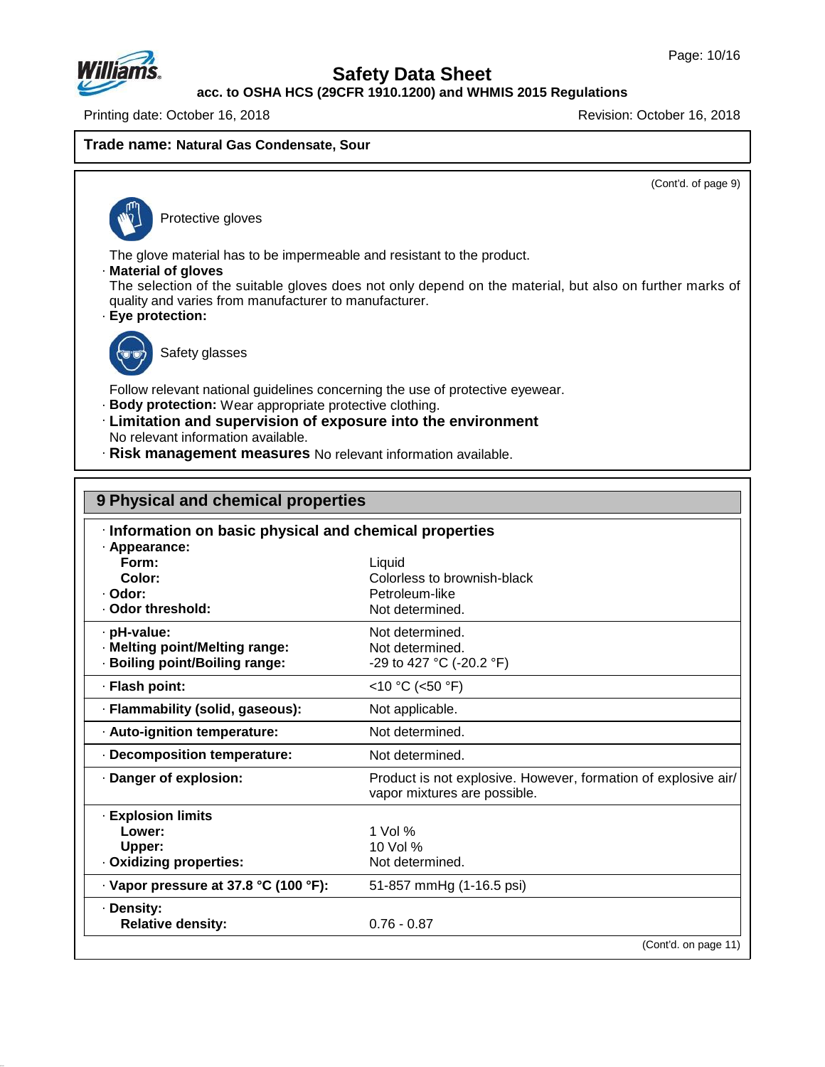# Safety Data Sheet

**acc. to OSHA HCS (29CFR 1910.1200) and WHMIS 2015 Regulations**

Printing date: October 16, 2018 Revision: October 16, 2018

**Trade name: Natural Gas Condensate, Sour**

(Cont'd. of page 9)

Protective gloves

The glove material has to be impermeable and resistant to the product.

· **Material of gloves**
The selection of the suitable gloves does not only depend on the material, but also on further marks of quality and varies from manufacturer to manufacturer.

· **Eye protection:**

Safety glasses

Follow relevant national guidelines concerning the use of protective eyewear.

· **Body protection:** Wear appropriate protective clothing.

· **Limitation and supervision of exposure into the environment**
No relevant information available.

· **Risk management measures** No relevant information available.

## 9 Physical and chemical properties

· **Information on basic physical and chemical properties**

| Property | Value |
|---|---|
| · **Appearance:** | |
| **Form:** | Liquid |
| **Color:** | Colorless to brownish-black |
| · **Odor:** | Petroleum-like |
| · **Odor threshold:** | Not determined. |
| · **pH-value:** | Not determined. |
| · **Melting point/Melting range:** | Not determined. |
| · **Boiling point/Boiling range:** | -29 to 427 °C (-20.2 °F) |
| · **Flash point:** | <10 °C (<50 °F) |
| · **Flammability (solid, gaseous):** | Not applicable. |
| · **Auto-ignition temperature:** | Not determined. |
| · **Decomposition temperature:** | Not determined. |
| · **Danger of explosion:** | Product is not explosive. However, formation of explosive air/vapor mixtures are possible. |
| · **Explosion limits** | |
| **Lower:** | 1 Vol % |
| **Upper:** | 10 Vol % |
| · **Oxidizing properties:** | Not determined. |
| · **Vapor pressure at 37.8 °C (100 °F):** | 51-857 mmHg (1-16.5 psi) |
| · **Density:** | |
| **Relative density:** | 0.76 - 0.87 |

(Cont'd. on page 11)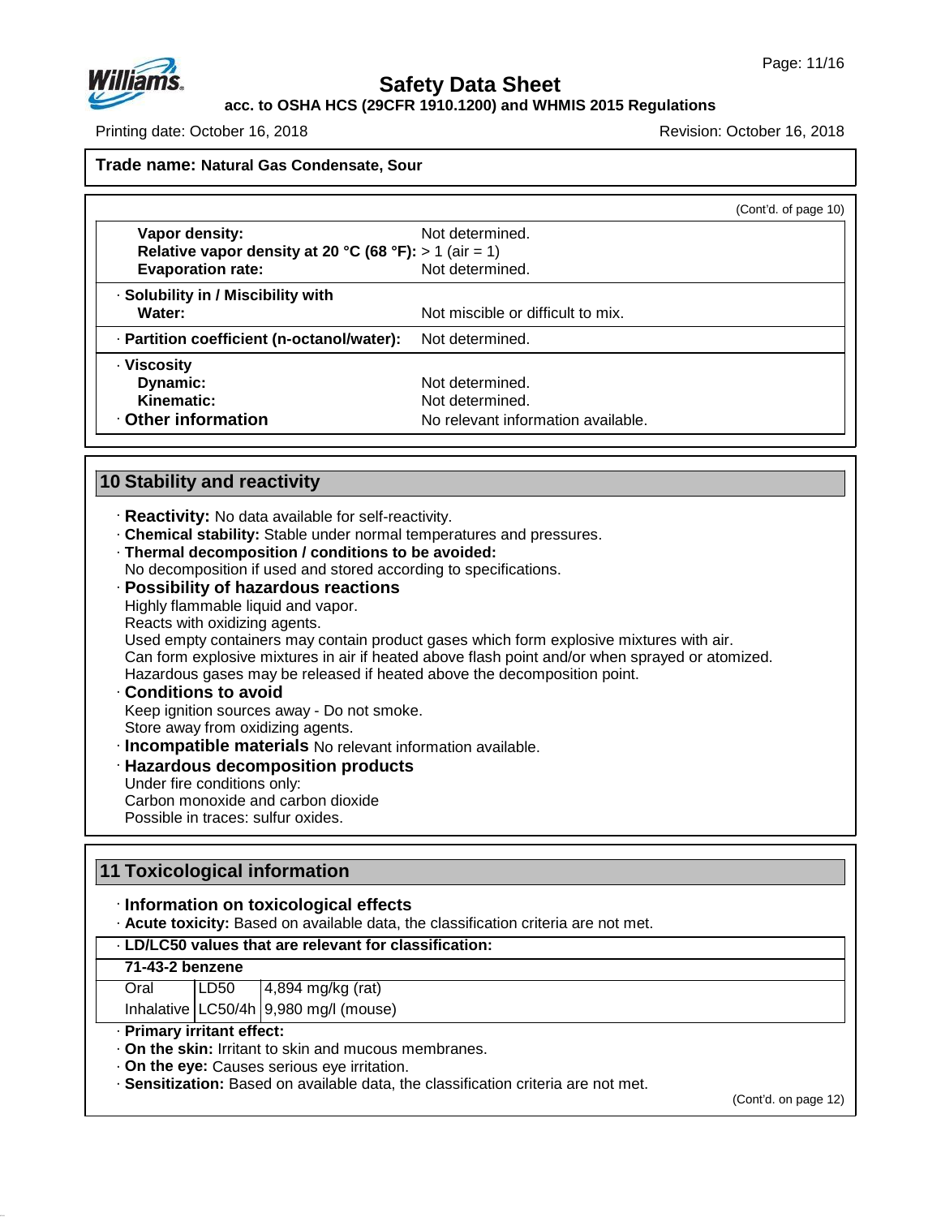**Trade name: Natural Gas Condensate, Sour**

(Cont'd. of page 10)

| | |
|---|---|
| **Vapor density:** | Not determined. |
| **Relative vapor density at 20 °C (68 °F):** | > 1 (air = 1) |
| **Evaporation rate:** | Not determined. |
| · **Solubility in / Miscibility with Water:** | Not miscible or difficult to mix. |
| · **Partition coefficient (n-octanol/water):** | Not determined. |
| · **Viscosity** | |
| **Dynamic:** | Not determined. |
| **Kinematic:** | Not determined. |
| · **Other information** | No relevant information available. |

## 10 Stability and reactivity

· **Reactivity:** No data available for self-reactivity.
· **Chemical stability:** Stable under normal temperatures and pressures.
· **Thermal decomposition / conditions to be avoided:**
No decomposition if used and stored according to specifications.
· **Possibility of hazardous reactions**
Highly flammable liquid and vapor.
Reacts with oxidizing agents.
Used empty containers may contain product gases which form explosive mixtures with air.
Can form explosive mixtures in air if heated above flash point and/or when sprayed or atomized.
Hazardous gases may be released if heated above the decomposition point.
· **Conditions to avoid**
Keep ignition sources away - Do not smoke.
Store away from oxidizing agents.
· **Incompatible materials** No relevant information available.
· **Hazardous decomposition products**
Under fire conditions only:
Carbon monoxide and carbon dioxide
Possible in traces: sulfur oxides.

## 11 Toxicological information

· **Information on toxicological effects**
· **Acute toxicity:** Based on available data, the classification criteria are not met.

· **LD/LC50 values that are relevant for classification:**

| **71-43-2 benzene** | | |
|---|---|---|
| Oral | LD50 | 4,894 mg/kg (rat) |
| Inhalative | LC50/4h | 9,980 mg/l (mouse) |

· **Primary irritant effect:**
· **On the skin:** Irritant to skin and mucous membranes.
· **On the eye:** Causes serious eye irritation.
· **Sensitization:** Based on available data, the classification criteria are not met.

(Cont'd. on page 12)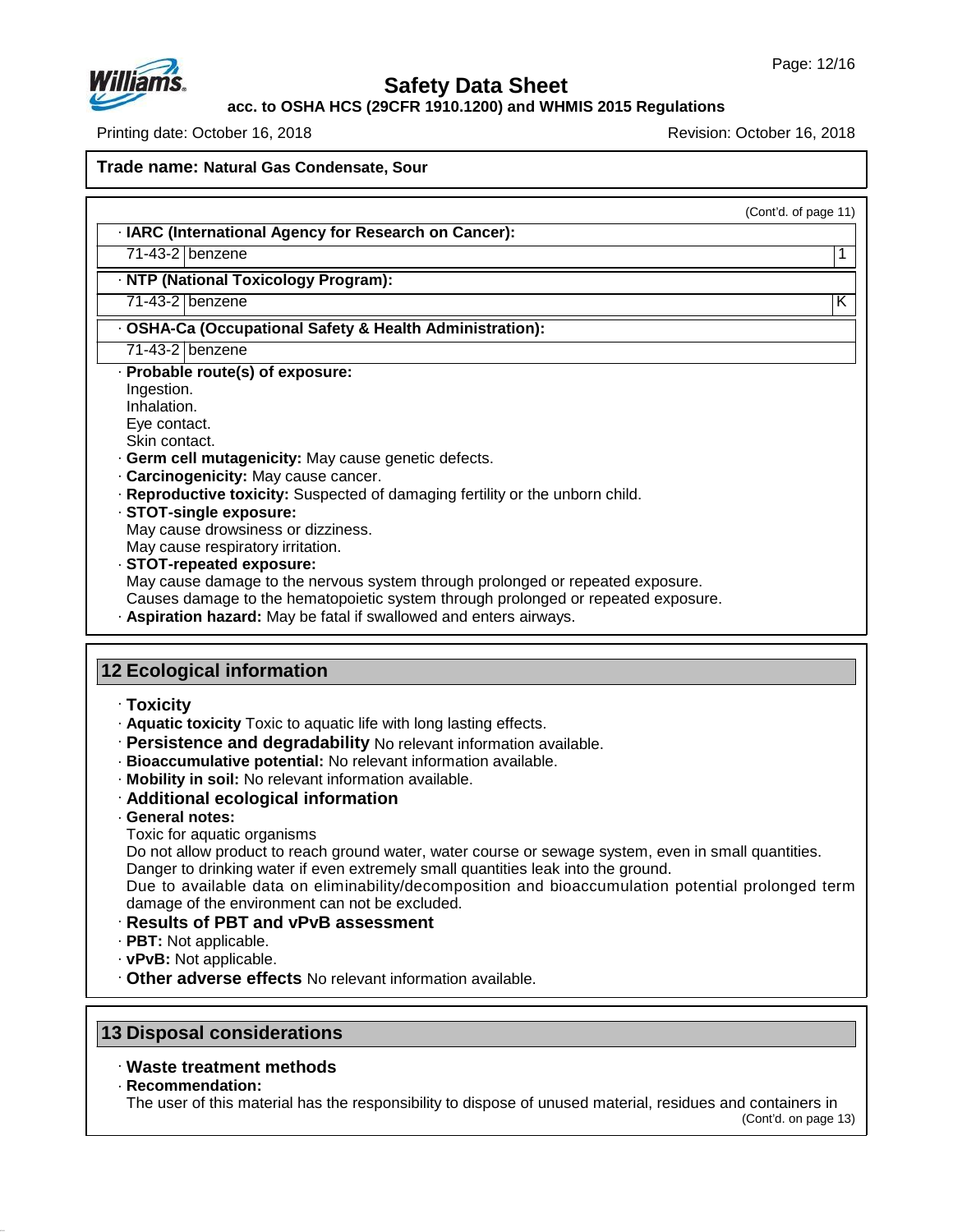**Trade name: Natural Gas Condensate, Sour**

(Cont'd. of page 11)

· **IARC (International Agency for Research on Cancer):**

| | | |
|---|---|---|
| 71-43-2 | benzene | 1 |

· **NTP (National Toxicology Program):**

| | | |
|---|---|---|
| 71-43-2 | benzene | K |

· **OSHA-Ca (Occupational Safety & Health Administration):**

| | |
|---|---|
| 71-43-2 | benzene |

· **Probable route(s) of exposure:**
Ingestion.
Inhalation.
Eye contact.
Skin contact.

· **Germ cell mutagenicity:** May cause genetic defects.
· **Carcinogenicity:** May cause cancer.
· **Reproductive toxicity:** Suspected of damaging fertility or the unborn child.
· **STOT-single exposure:**
May cause drowsiness or dizziness.
May cause respiratory irritation.
· **STOT-repeated exposure:**
May cause damage to the nervous system through prolonged or repeated exposure.
Causes damage to the hematopoietic system through prolonged or repeated exposure.
· **Aspiration hazard:** May be fatal if swallowed and enters airways.

## 12 Ecological information

· **Toxicity**
· **Aquatic toxicity** Toxic to aquatic life with long lasting effects.
· **Persistence and degradability** No relevant information available.
· **Bioaccumulative potential:** No relevant information available.
· **Mobility in soil:** No relevant information available.
· **Additional ecological information**
· **General notes:**
Toxic for aquatic organisms
Do not allow product to reach ground water, water course or sewage system, even in small quantities.
Danger to drinking water if even extremely small quantities leak into the ground.
Due to available data on eliminability/decomposition and bioaccumulation potential prolonged term damage of the environment can not be excluded.
· **Results of PBT and vPvB assessment**
· **PBT:** Not applicable.
· **vPvB:** Not applicable.
· **Other adverse effects** No relevant information available.

## 13 Disposal considerations

· **Waste treatment methods**
· **Recommendation:**
The user of this material has the responsibility to dispose of unused material, residues and containers in

(Cont'd. on page 13)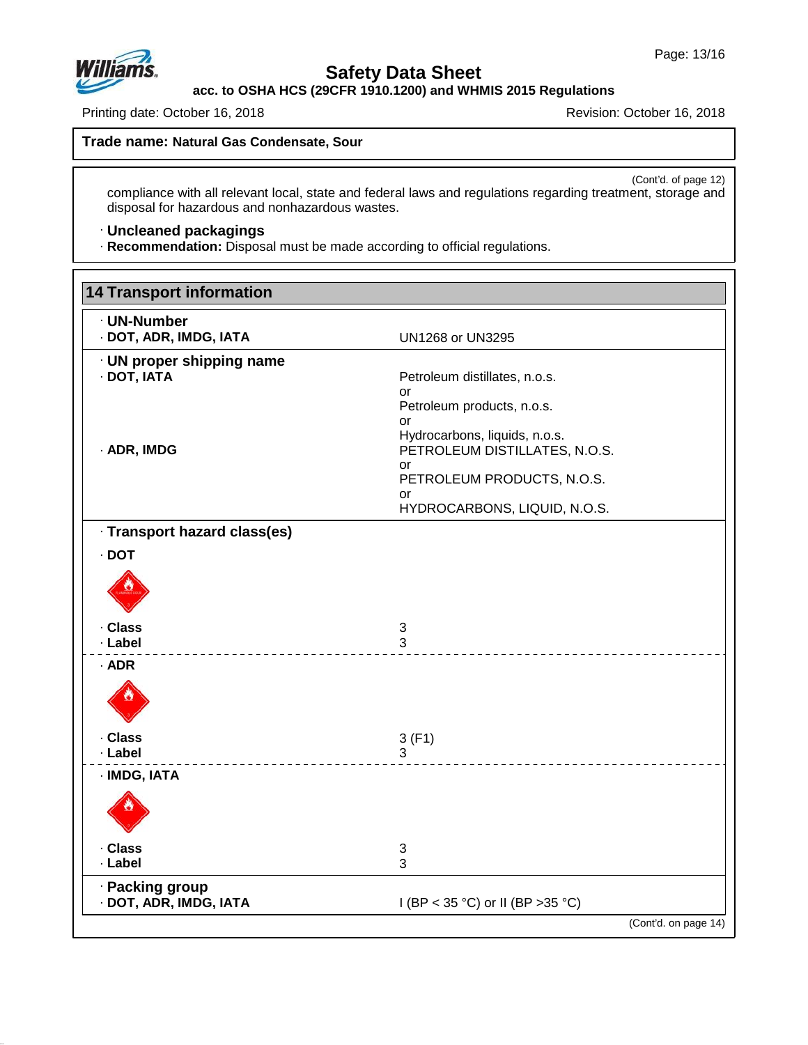**Trade name: Natural Gas Condensate, Sour**

(Cont'd. of page 12)

compliance with all relevant local, state and federal laws and regulations regarding treatment, storage and disposal for hazardous and nonhazardous wastes.

· **Uncleaned packagings**
· **Recommendation:** Disposal must be made according to official regulations.

## 14 Transport information

· **UN-Number**

| | |
|---|---|
| · **DOT, ADR, IMDG, IATA** | UN1268 or UN3295 |

· **UN proper shipping name**

| | |
|---|---|
| · **DOT, IATA** | Petroleum distillates, n.o.s. or Petroleum products, n.o.s. or Hydrocarbons, liquids, n.o.s. |
| · **ADR, IMDG** | PETROLEUM DISTILLATES, N.O.S. or PETROLEUM PRODUCTS, N.O.S. or HYDROCARBONS, LIQUID, N.O.S. |

· **Transport hazard class(es)**

· **DOT**

| | |
|---|---|
| · **Class** | 3 |
| · **Label** | 3 |

· **ADR**

| | |
|---|---|
| · **Class** | 3 (F1) |
| · **Label** | 3 |

· **IMDG, IATA**

| | |
|---|---|
| · **Class** | 3 |
| · **Label** | 3 |

· **Packing group**

| | |
|---|---|
| · **DOT, ADR, IMDG, IATA** | I (BP < 35 °C) or II (BP >35 °C) |

(Cont'd. on page 14)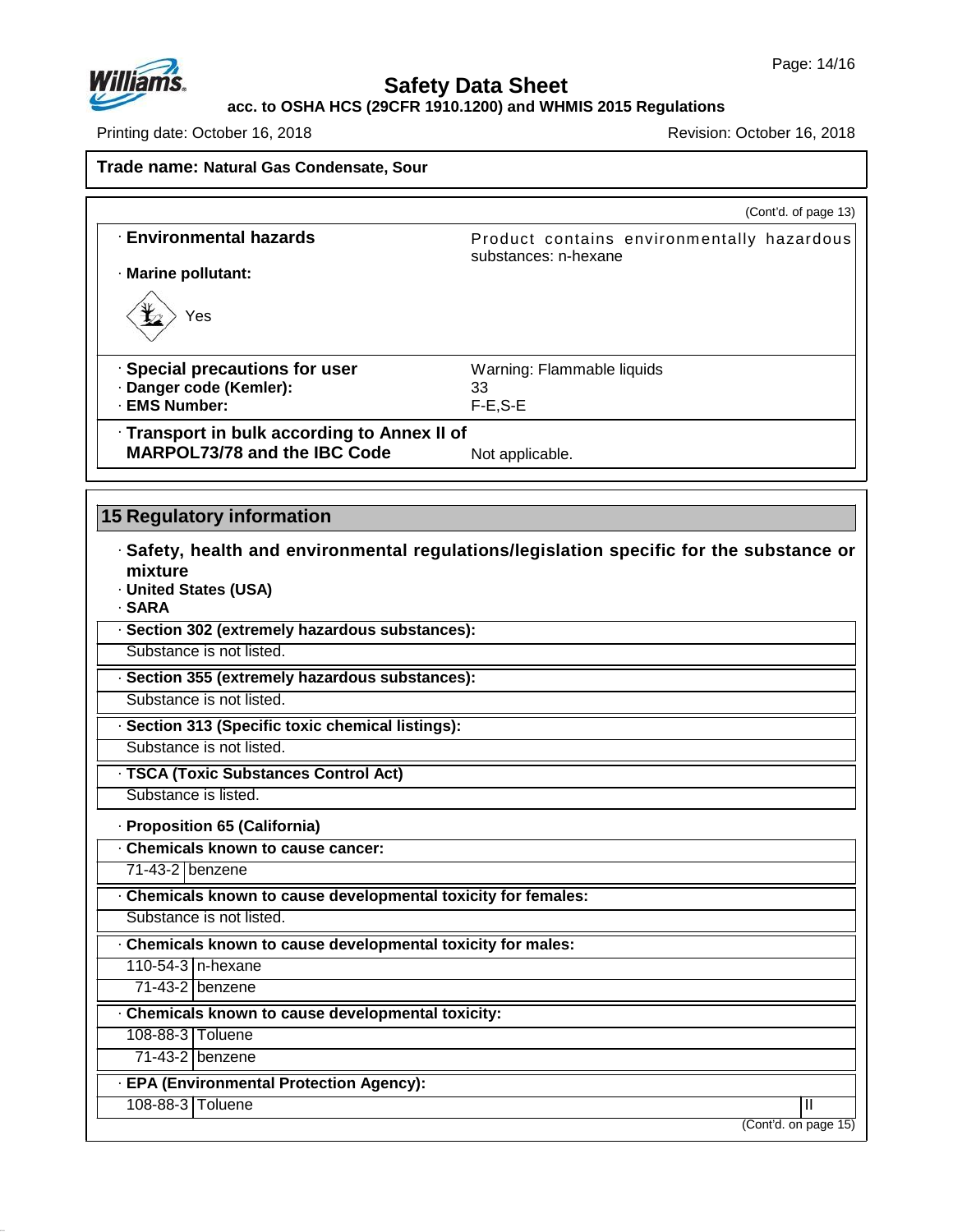**Trade name: Natural Gas Condensate, Sour**

(Cont'd. of page 13)

· **Environmental hazards** — Product contains environmentally hazardous substances: n-hexane

· **Marine pollutant:** Yes

· **Special precautions for user** — Warning: Flammable liquids
· **Danger code (Kemler):** 33
· **EMS Number:** F-E,S-E

· **Transport in bulk according to Annex II of MARPOL73/78 and the IBC Code** — Not applicable.

## 15 Regulatory information

· **Safety, health and environmental regulations/legislation specific for the substance or mixture**
· **United States (USA)**
· **SARA**

· **Section 302 (extremely hazardous substances):**
Substance is not listed.

· **Section 355 (extremely hazardous substances):**
Substance is not listed.

· **Section 313 (Specific toxic chemical listings):**
Substance is not listed.

· **TSCA (Toxic Substances Control Act)**
Substance is listed.

· **Proposition 65 (California)**

· **Chemicals known to cause cancer:**

| | |
|---|---|
| 71-43-2 | benzene |

· **Chemicals known to cause developmental toxicity for females:**
Substance is not listed.

· **Chemicals known to cause developmental toxicity for males:**

| | |
|---|---|
| 110-54-3 | n-hexane |
| 71-43-2 | benzene |

· **Chemicals known to cause developmental toxicity:**

| | |
|---|---|
| 108-88-3 | Toluene |
| 71-43-2 | benzene |

· **EPA (Environmental Protection Agency):**

| | | |
|---|---|---|
| 108-88-3 | Toluene | II |

(Cont'd. on page 15)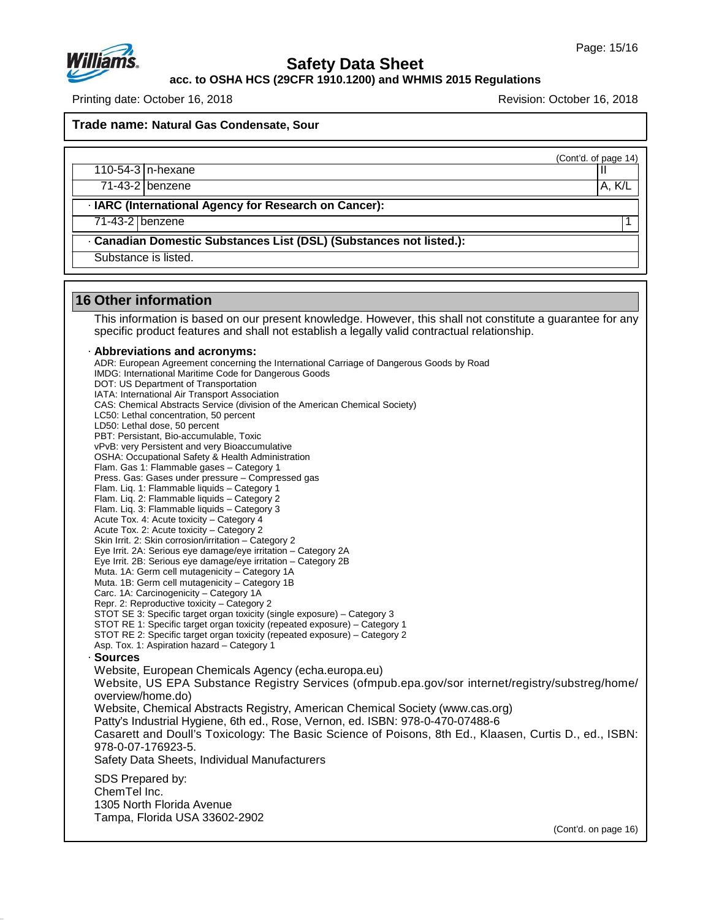**Trade name: Natural Gas Condensate, Sour**

(Cont'd. of page 14)

| | | |
|---|---|---|
| 110-54-3 | n-hexane | II |
| 71-43-2 | benzene | A, K/L |

· **IARC (International Agency for Research on Cancer):**

| | | |
|---|---|---|
| 71-43-2 | benzene | 1 |

· **Canadian Domestic Substances List (DSL) (Substances not listed.):**

Substance is listed.

## 16 Other information

This information is based on our present knowledge. However, this shall not constitute a guarantee for any specific product features and shall not establish a legally valid contractual relationship.

· **Abbreviations and acronyms:**

ADR: European Agreement concerning the International Carriage of Dangerous Goods by Road
IMDG: International Maritime Code for Dangerous Goods
DOT: US Department of Transportation
IATA: International Air Transport Association
CAS: Chemical Abstracts Service (division of the American Chemical Society)
LC50: Lethal concentration, 50 percent
LD50: Lethal dose, 50 percent
PBT: Persistant, Bio-accumulable, Toxic
vPvB: very Persistent and very Bioaccumulative
OSHA: Occupational Safety & Health Administration
Flam. Gas 1: Flammable gases – Category 1
Press. Gas: Gases under pressure – Compressed gas
Flam. Liq. 1: Flammable liquids – Category 1
Flam. Liq. 2: Flammable liquids – Category 2
Flam. Liq. 3: Flammable liquids – Category 3
Acute Tox. 4: Acute toxicity – Category 4
Acute Tox. 2: Acute toxicity – Category 2
Skin Irrit. 2: Skin corrosion/irritation – Category 2
Eye Irrit. 2A: Serious eye damage/eye irritation – Category 2A
Eye Irrit. 2B: Serious eye damage/eye irritation – Category 2B
Muta. 1A: Germ cell mutagenicity – Category 1A
Muta. 1B: Germ cell mutagenicity – Category 1B
Carc. 1A: Carcinogenicity – Category 1A
Repr. 2: Reproductive toxicity – Category 2
STOT SE 3: Specific target organ toxicity (single exposure) – Category 3
STOT RE 1: Specific target organ toxicity (repeated exposure) – Category 1
STOT RE 2: Specific target organ toxicity (repeated exposure) – Category 2
Asp. Tox. 1: Aspiration hazard – Category 1

· **Sources**

Website, European Chemicals Agency (echa.europa.eu)
Website, US EPA Substance Registry Services (ofmpub.epa.gov/sor internet/registry/substreg/home/overview/home.do)
Website, Chemical Abstracts Registry, American Chemical Society (www.cas.org)
Patty's Industrial Hygiene, 6th ed., Rose, Vernon, ed. ISBN: 978-0-470-07488-6
Casarett and Doull's Toxicology: The Basic Science of Poisons, 8th Ed., Klaasen, Curtis D., ed., ISBN: 978-0-07-176923-5.
Safety Data Sheets, Individual Manufacturers

SDS Prepared by:
ChemTel Inc.
1305 North Florida Avenue
Tampa, Florida USA 33602-2902

(Cont'd. on page 16)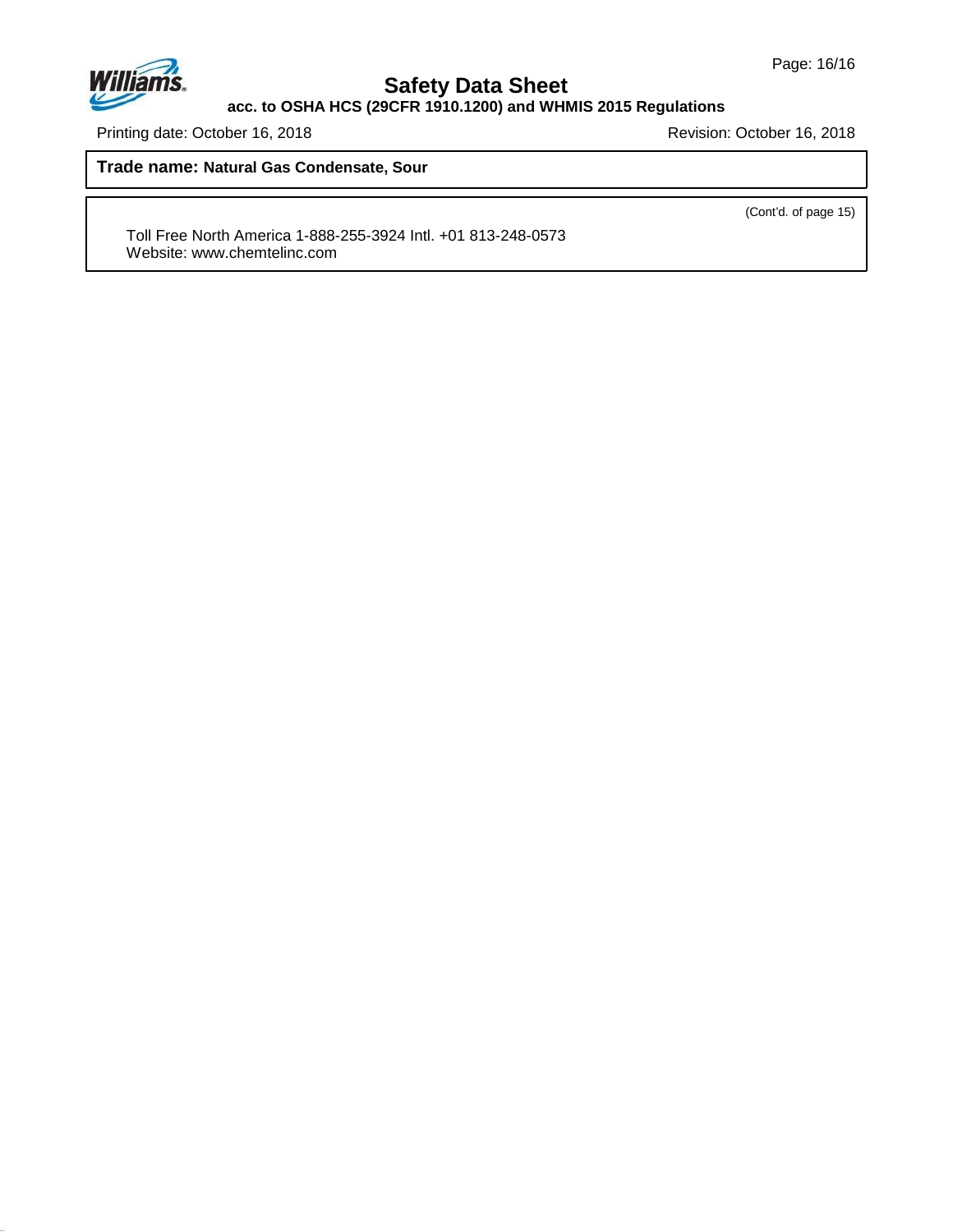**Trade name: Natural Gas Condensate, Sour**

(Cont'd. of page 15)

Toll Free North America 1-888-255-3924 Intl. +01 813-248-0573
Website: www.chemtelinc.com